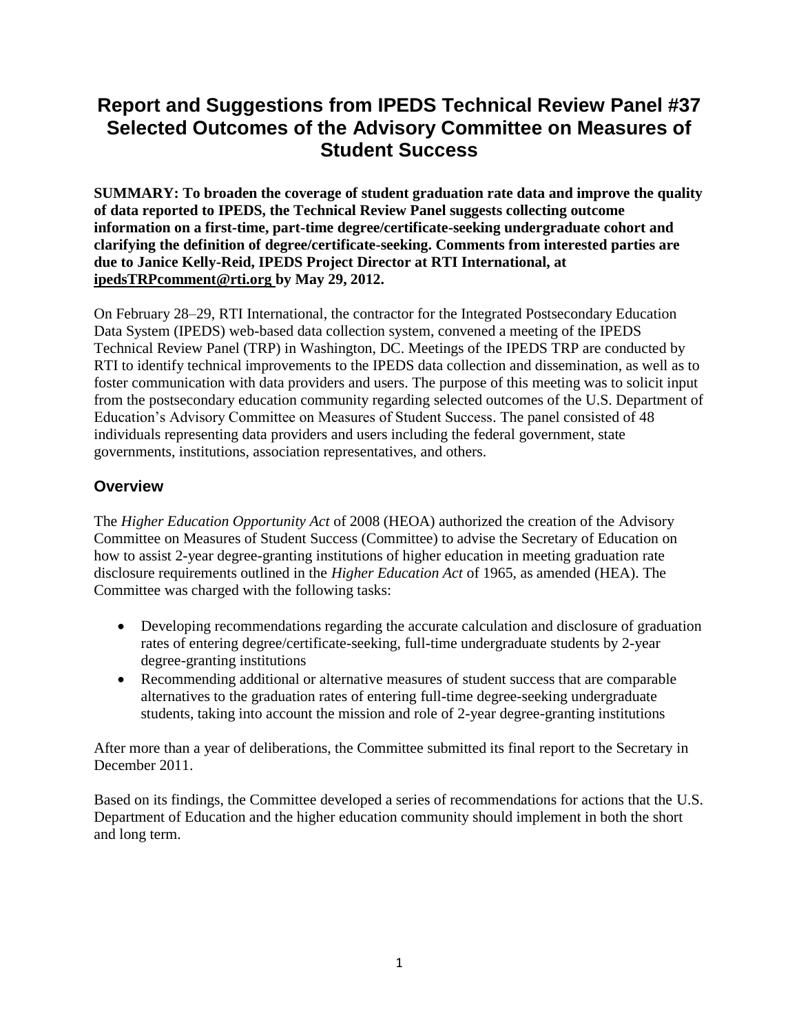# Report and Suggestions from IPEDS Technical Review Panel #37 Selected Outcomes of the Advisory Committee on Measures of Student Success

**SUMMARY: To broaden the coverage of student graduation rate data and improve the quality of data reported to IPEDS, the Technical Review Panel suggests collecting outcome information on a first-time, part-time degree/certificate-seeking undergraduate cohort and clarifying the definition of degree/certificate-seeking. Comments from interested parties are due to Janice Kelly-Reid, IPEDS Project Director at RTI International, at ipedsTRPcomment@rti.org by May 29, 2012.**

On February 28–29, RTI International, the contractor for the Integrated Postsecondary Education Data System (IPEDS) web-based data collection system, convened a meeting of the IPEDS Technical Review Panel (TRP) in Washington, DC. Meetings of the IPEDS TRP are conducted by RTI to identify technical improvements to the IPEDS data collection and dissemination, as well as to foster communication with data providers and users. The purpose of this meeting was to solicit input from the postsecondary education community regarding selected outcomes of the U.S. Department of Education's Advisory Committee on Measures of Student Success. The panel consisted of 48 individuals representing data providers and users including the federal government, state governments, institutions, association representatives, and others.

## Overview

The *Higher Education Opportunity Act* of 2008 (HEOA) authorized the creation of the Advisory Committee on Measures of Student Success (Committee) to advise the Secretary of Education on how to assist 2-year degree-granting institutions of higher education in meeting graduation rate disclosure requirements outlined in the *Higher Education Act* of 1965, as amended (HEA). The Committee was charged with the following tasks:

- Developing recommendations regarding the accurate calculation and disclosure of graduation rates of entering degree/certificate-seeking, full-time undergraduate students by 2-year degree-granting institutions
- Recommending additional or alternative measures of student success that are comparable alternatives to the graduation rates of entering full-time degree-seeking undergraduate students, taking into account the mission and role of 2-year degree-granting institutions

After more than a year of deliberations, the Committee submitted its final report to the Secretary in December 2011.

Based on its findings, the Committee developed a series of recommendations for actions that the U.S. Department of Education and the higher education community should implement in both the short and long term.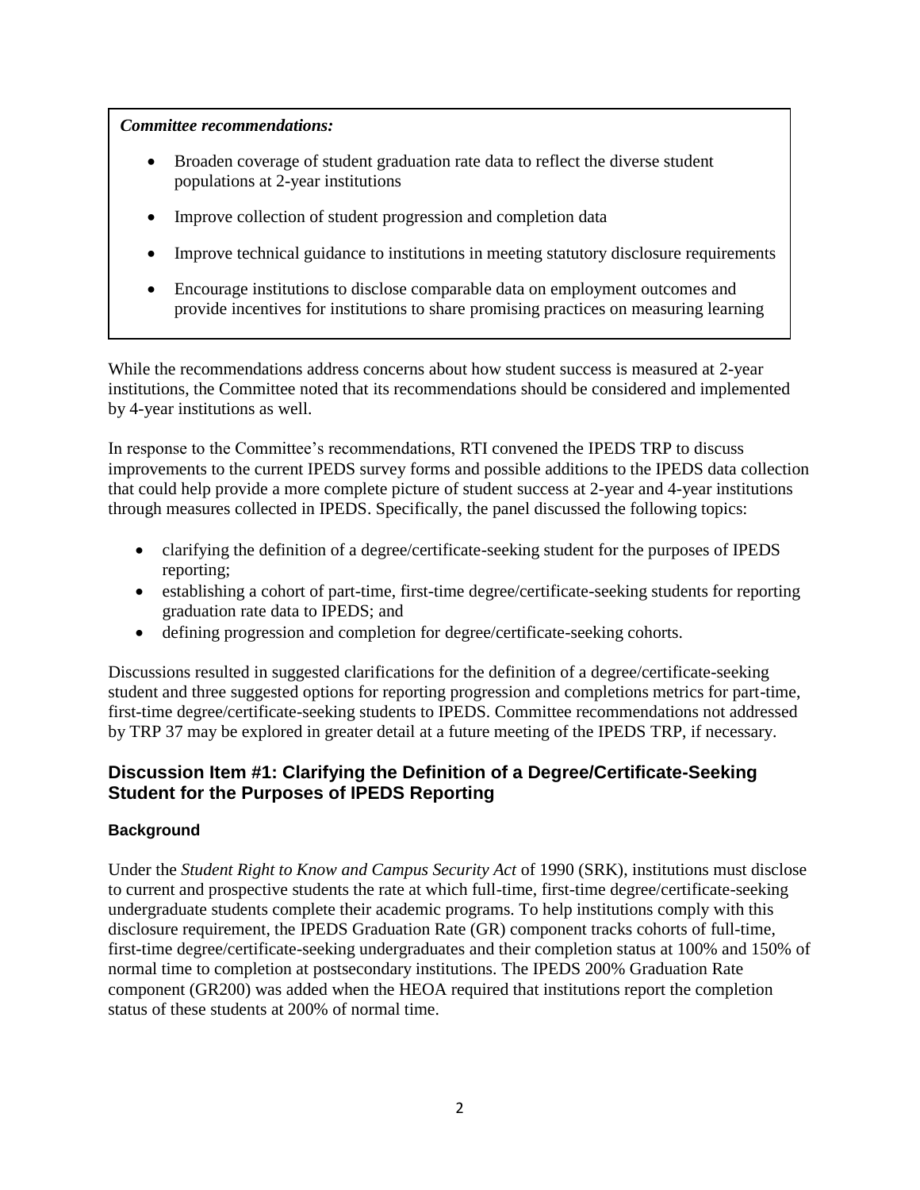***Committee recommendations:***

- Broaden coverage of student graduation rate data to reflect the diverse student populations at 2-year institutions
- Improve collection of student progression and completion data
- Improve technical guidance to institutions in meeting statutory disclosure requirements
- Encourage institutions to disclose comparable data on employment outcomes and provide incentives for institutions to share promising practices on measuring learning

While the recommendations address concerns about how student success is measured at 2-year institutions, the Committee noted that its recommendations should be considered and implemented by 4-year institutions as well.

In response to the Committee's recommendations, RTI convened the IPEDS TRP to discuss improvements to the current IPEDS survey forms and possible additions to the IPEDS data collection that could help provide a more complete picture of student success at 2-year and 4-year institutions through measures collected in IPEDS. Specifically, the panel discussed the following topics:

- clarifying the definition of a degree/certificate-seeking student for the purposes of IPEDS reporting;
- establishing a cohort of part-time, first-time degree/certificate-seeking students for reporting graduation rate data to IPEDS; and
- defining progression and completion for degree/certificate-seeking cohorts.

Discussions resulted in suggested clarifications for the definition of a degree/certificate-seeking student and three suggested options for reporting progression and completions metrics for part-time, first-time degree/certificate-seeking students to IPEDS. Committee recommendations not addressed by TRP 37 may be explored in greater detail at a future meeting of the IPEDS TRP, if necessary.

## Discussion Item #1: Clarifying the Definition of a Degree/Certificate-Seeking Student for the Purposes of IPEDS Reporting

### Background

Under the *Student Right to Know and Campus Security Act* of 1990 (SRK), institutions must disclose to current and prospective students the rate at which full-time, first-time degree/certificate-seeking undergraduate students complete their academic programs. To help institutions comply with this disclosure requirement, the IPEDS Graduation Rate (GR) component tracks cohorts of full-time, first-time degree/certificate-seeking undergraduates and their completion status at 100% and 150% of normal time to completion at postsecondary institutions. The IPEDS 200% Graduation Rate component (GR200) was added when the HEOA required that institutions report the completion status of these students at 200% of normal time.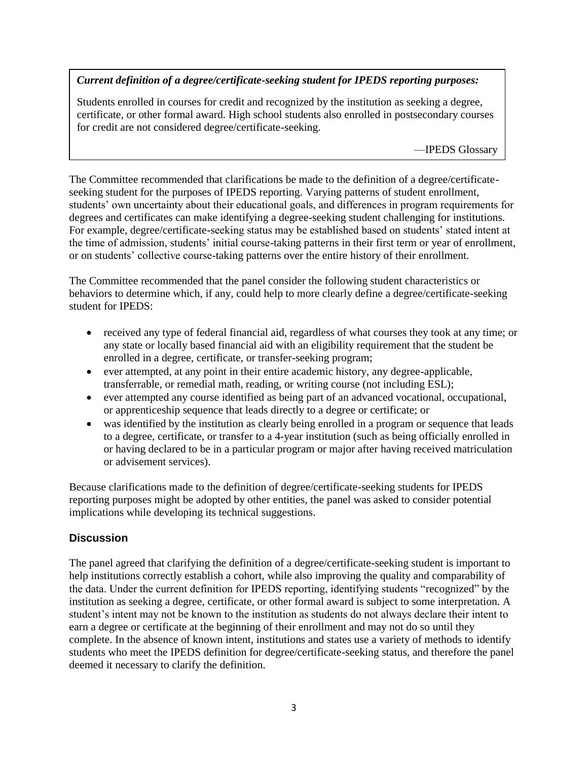> ***Current definition of a degree/certificate-seeking student for IPEDS reporting purposes:***
>
> Students enrolled in courses for credit and recognized by the institution as seeking a degree, certificate, or other formal award. High school students also enrolled in postsecondary courses for credit are not considered degree/certificate-seeking.
>
> —IPEDS Glossary

The Committee recommended that clarifications be made to the definition of a degree/certificate-seeking student for the purposes of IPEDS reporting. Varying patterns of student enrollment, students' own uncertainty about their educational goals, and differences in program requirements for degrees and certificates can make identifying a degree-seeking student challenging for institutions. For example, degree/certificate-seeking status may be established based on students' stated intent at the time of admission, students' initial course-taking patterns in their first term or year of enrollment, or on students' collective course-taking patterns over the entire history of their enrollment.

The Committee recommended that the panel consider the following student characteristics or behaviors to determine which, if any, could help to more clearly define a degree/certificate-seeking student for IPEDS:

- received any type of federal financial aid, regardless of what courses they took at any time; or any state or locally based financial aid with an eligibility requirement that the student be enrolled in a degree, certificate, or transfer-seeking program;
- ever attempted, at any point in their entire academic history, any degree-applicable, transferrable, or remedial math, reading, or writing course (not including ESL);
- ever attempted any course identified as being part of an advanced vocational, occupational, or apprenticeship sequence that leads directly to a degree or certificate; or
- was identified by the institution as clearly being enrolled in a program or sequence that leads to a degree, certificate, or transfer to a 4-year institution (such as being officially enrolled in or having declared to be in a particular program or major after having received matriculation or advisement services).

Because clarifications made to the definition of degree/certificate-seeking students for IPEDS reporting purposes might be adopted by other entities, the panel was asked to consider potential implications while developing its technical suggestions.

### Discussion

The panel agreed that clarifying the definition of a degree/certificate-seeking student is important to help institutions correctly establish a cohort, while also improving the quality and comparability of the data. Under the current definition for IPEDS reporting, identifying students "recognized" by the institution as seeking a degree, certificate, or other formal award is subject to some interpretation. A student's intent may not be known to the institution as students do not always declare their intent to earn a degree or certificate at the beginning of their enrollment and may not do so until they complete. In the absence of known intent, institutions and states use a variety of methods to identify students who meet the IPEDS definition for degree/certificate-seeking status, and therefore the panel deemed it necessary to clarify the definition.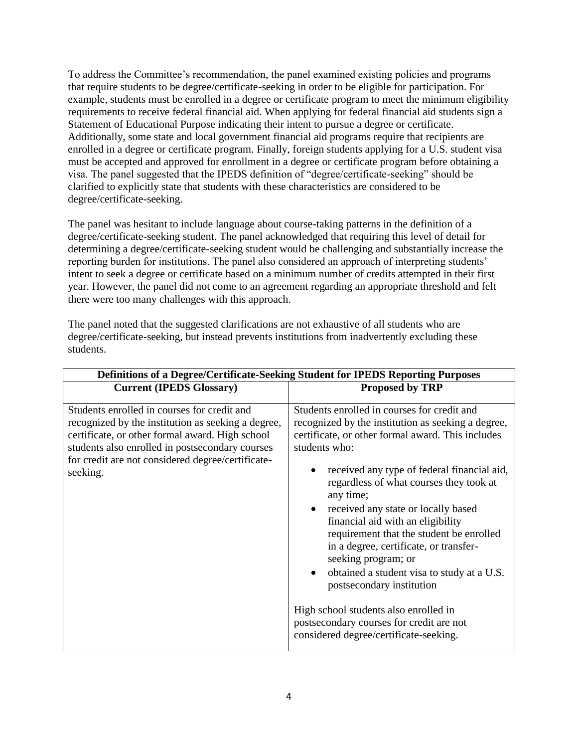To address the Committee's recommendation, the panel examined existing policies and programs that require students to be degree/certificate-seeking in order to be eligible for participation. For example, students must be enrolled in a degree or certificate program to meet the minimum eligibility requirements to receive federal financial aid. When applying for federal financial aid students sign a Statement of Educational Purpose indicating their intent to pursue a degree or certificate. Additionally, some state and local government financial aid programs require that recipients are enrolled in a degree or certificate program. Finally, foreign students applying for a U.S. student visa must be accepted and approved for enrollment in a degree or certificate program before obtaining a visa. The panel suggested that the IPEDS definition of "degree/certificate-seeking" should be clarified to explicitly state that students with these characteristics are considered to be degree/certificate-seeking.

The panel was hesitant to include language about course-taking patterns in the definition of a degree/certificate-seeking student. The panel acknowledged that requiring this level of detail for determining a degree/certificate-seeking student would be challenging and substantially increase the reporting burden for institutions. The panel also considered an approach of interpreting students' intent to seek a degree or certificate based on a minimum number of credits attempted in their first year. However, the panel did not come to an agreement regarding an appropriate threshold and felt there were too many challenges with this approach.

The panel noted that the suggested clarifications are not exhaustive of all students who are degree/certificate-seeking, but instead prevents institutions from inadvertently excluding these students.

| **Definitions of a Degree/Certificate-Seeking Student for IPEDS Reporting Purposes** | |
|---|---|
| **Current (IPEDS Glossary)** | **Proposed by TRP** |
| Students enrolled in courses for credit and recognized by the institution as seeking a degree, certificate, or other formal award. High school students also enrolled in postsecondary courses for credit are not considered degree/certificate-seeking. | Students enrolled in courses for credit and recognized by the institution as seeking a degree, certificate, or other formal award. This includes students who: <br>• received any type of federal financial aid, regardless of what courses they took at any time; <br>• received any state or locally based financial aid with an eligibility requirement that the student be enrolled in a degree, certificate, or transfer-seeking program; or <br>• obtained a student visa to study at a U.S. postsecondary institution <br><br>High school students also enrolled in postsecondary courses for credit are not considered degree/certificate-seeking. |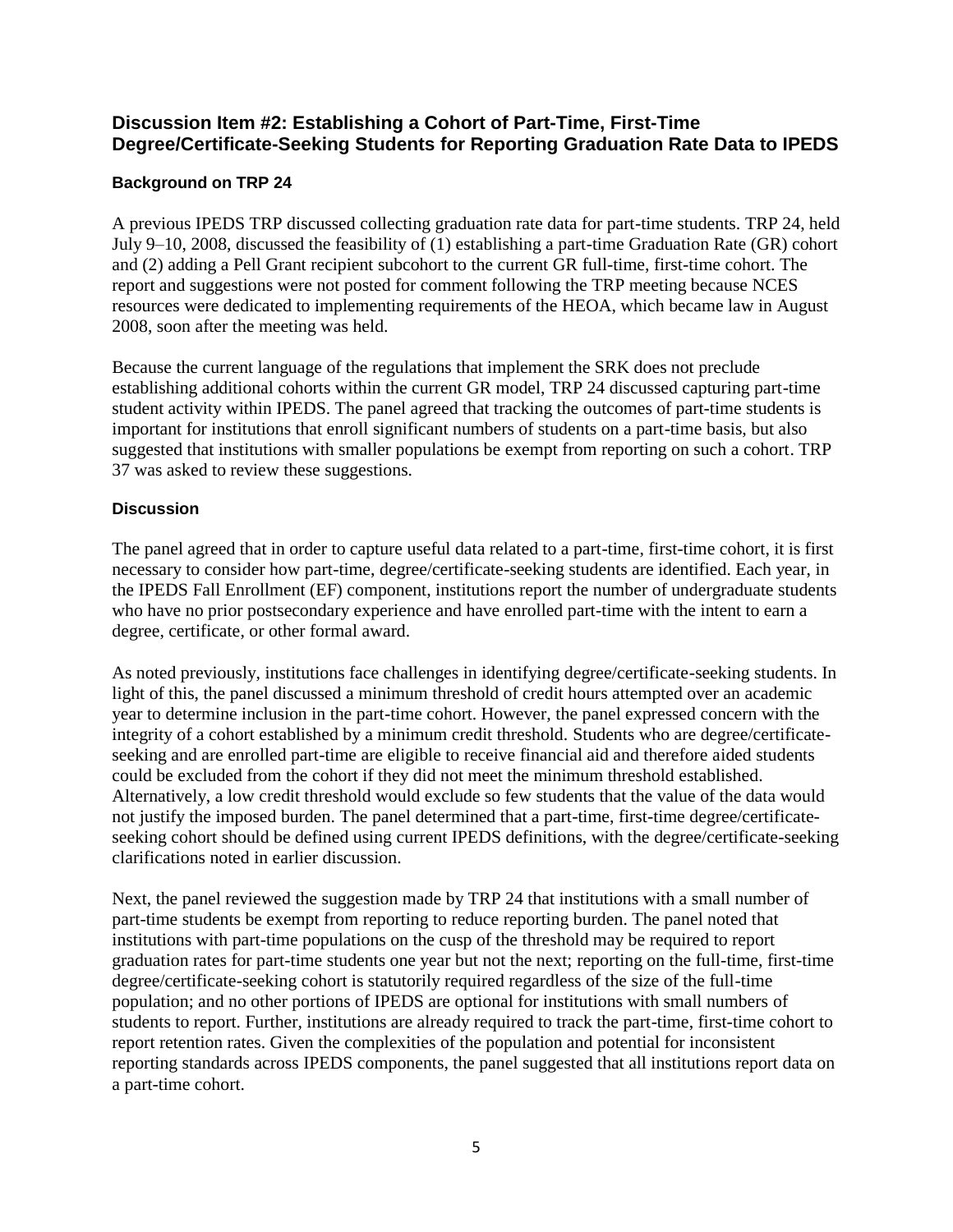## Discussion Item #2: Establishing a Cohort of Part-Time, First-Time Degree/Certificate-Seeking Students for Reporting Graduation Rate Data to IPEDS

### Background on TRP 24

A previous IPEDS TRP discussed collecting graduation rate data for part-time students. TRP 24, held July 9–10, 2008, discussed the feasibility of (1) establishing a part-time Graduation Rate (GR) cohort and (2) adding a Pell Grant recipient subcohort to the current GR full-time, first-time cohort. The report and suggestions were not posted for comment following the TRP meeting because NCES resources were dedicated to implementing requirements of the HEOA, which became law in August 2008, soon after the meeting was held.

Because the current language of the regulations that implement the SRK does not preclude establishing additional cohorts within the current GR model, TRP 24 discussed capturing part-time student activity within IPEDS. The panel agreed that tracking the outcomes of part-time students is important for institutions that enroll significant numbers of students on a part-time basis, but also suggested that institutions with smaller populations be exempt from reporting on such a cohort. TRP 37 was asked to review these suggestions.

### Discussion

The panel agreed that in order to capture useful data related to a part-time, first-time cohort, it is first necessary to consider how part-time, degree/certificate-seeking students are identified. Each year, in the IPEDS Fall Enrollment (EF) component, institutions report the number of undergraduate students who have no prior postsecondary experience and have enrolled part-time with the intent to earn a degree, certificate, or other formal award.

As noted previously, institutions face challenges in identifying degree/certificate-seeking students. In light of this, the panel discussed a minimum threshold of credit hours attempted over an academic year to determine inclusion in the part-time cohort. However, the panel expressed concern with the integrity of a cohort established by a minimum credit threshold. Students who are degree/certificate-seeking and are enrolled part-time are eligible to receive financial aid and therefore aided students could be excluded from the cohort if they did not meet the minimum threshold established. Alternatively, a low credit threshold would exclude so few students that the value of the data would not justify the imposed burden. The panel determined that a part-time, first-time degree/certificate-seeking cohort should be defined using current IPEDS definitions, with the degree/certificate-seeking clarifications noted in earlier discussion.

Next, the panel reviewed the suggestion made by TRP 24 that institutions with a small number of part-time students be exempt from reporting to reduce reporting burden. The panel noted that institutions with part-time populations on the cusp of the threshold may be required to report graduation rates for part-time students one year but not the next; reporting on the full-time, first-time degree/certificate-seeking cohort is statutorily required regardless of the size of the full-time population; and no other portions of IPEDS are optional for institutions with small numbers of students to report. Further, institutions are already required to track the part-time, first-time cohort to report retention rates. Given the complexities of the population and potential for inconsistent reporting standards across IPEDS components, the panel suggested that all institutions report data on a part-time cohort.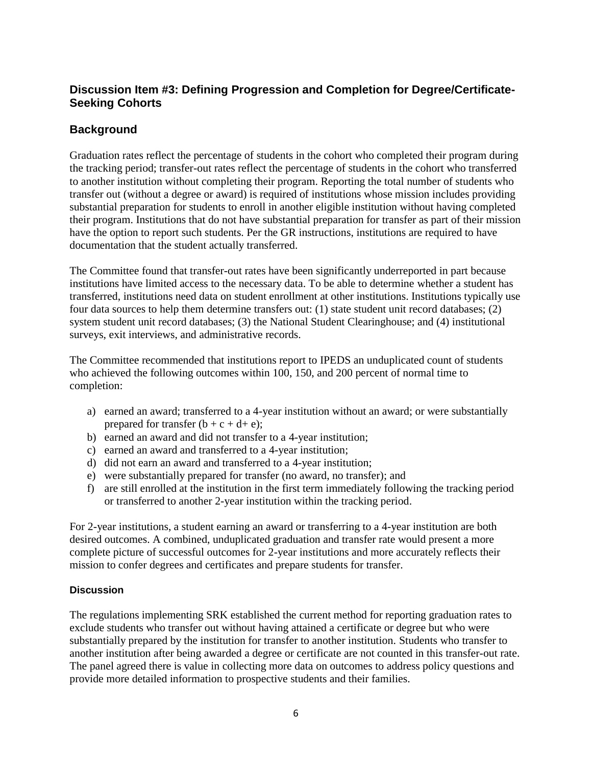## Discussion Item #3: Defining Progression and Completion for Degree/Certificate-Seeking Cohorts

## Background

Graduation rates reflect the percentage of students in the cohort who completed their program during the tracking period; transfer-out rates reflect the percentage of students in the cohort who transferred to another institution without completing their program. Reporting the total number of students who transfer out (without a degree or award) is required of institutions whose mission includes providing substantial preparation for students to enroll in another eligible institution without having completed their program. Institutions that do not have substantial preparation for transfer as part of their mission have the option to report such students. Per the GR instructions, institutions are required to have documentation that the student actually transferred.

The Committee found that transfer-out rates have been significantly underreported in part because institutions have limited access to the necessary data. To be able to determine whether a student has transferred, institutions need data on student enrollment at other institutions. Institutions typically use four data sources to help them determine transfers out: (1) state student unit record databases; (2) system student unit record databases; (3) the National Student Clearinghouse; and (4) institutional surveys, exit interviews, and administrative records.

The Committee recommended that institutions report to IPEDS an unduplicated count of students who achieved the following outcomes within 100, 150, and 200 percent of normal time to completion:

a) earned an award; transferred to a 4-year institution without an award; or were substantially prepared for transfer (b + c + d+ e);
b) earned an award and did not transfer to a 4-year institution;
c) earned an award and transferred to a 4-year institution;
d) did not earn an award and transferred to a 4-year institution;
e) were substantially prepared for transfer (no award, no transfer); and
f) are still enrolled at the institution in the first term immediately following the tracking period or transferred to another 2-year institution within the tracking period.

For 2-year institutions, a student earning an award or transferring to a 4-year institution are both desired outcomes. A combined, unduplicated graduation and transfer rate would present a more complete picture of successful outcomes for 2-year institutions and more accurately reflects their mission to confer degrees and certificates and prepare students for transfer.

### Discussion

The regulations implementing SRK established the current method for reporting graduation rates to exclude students who transfer out without having attained a certificate or degree but who were substantially prepared by the institution for transfer to another institution. Students who transfer to another institution after being awarded a degree or certificate are not counted in this transfer-out rate. The panel agreed there is value in collecting more data on outcomes to address policy questions and provide more detailed information to prospective students and their families.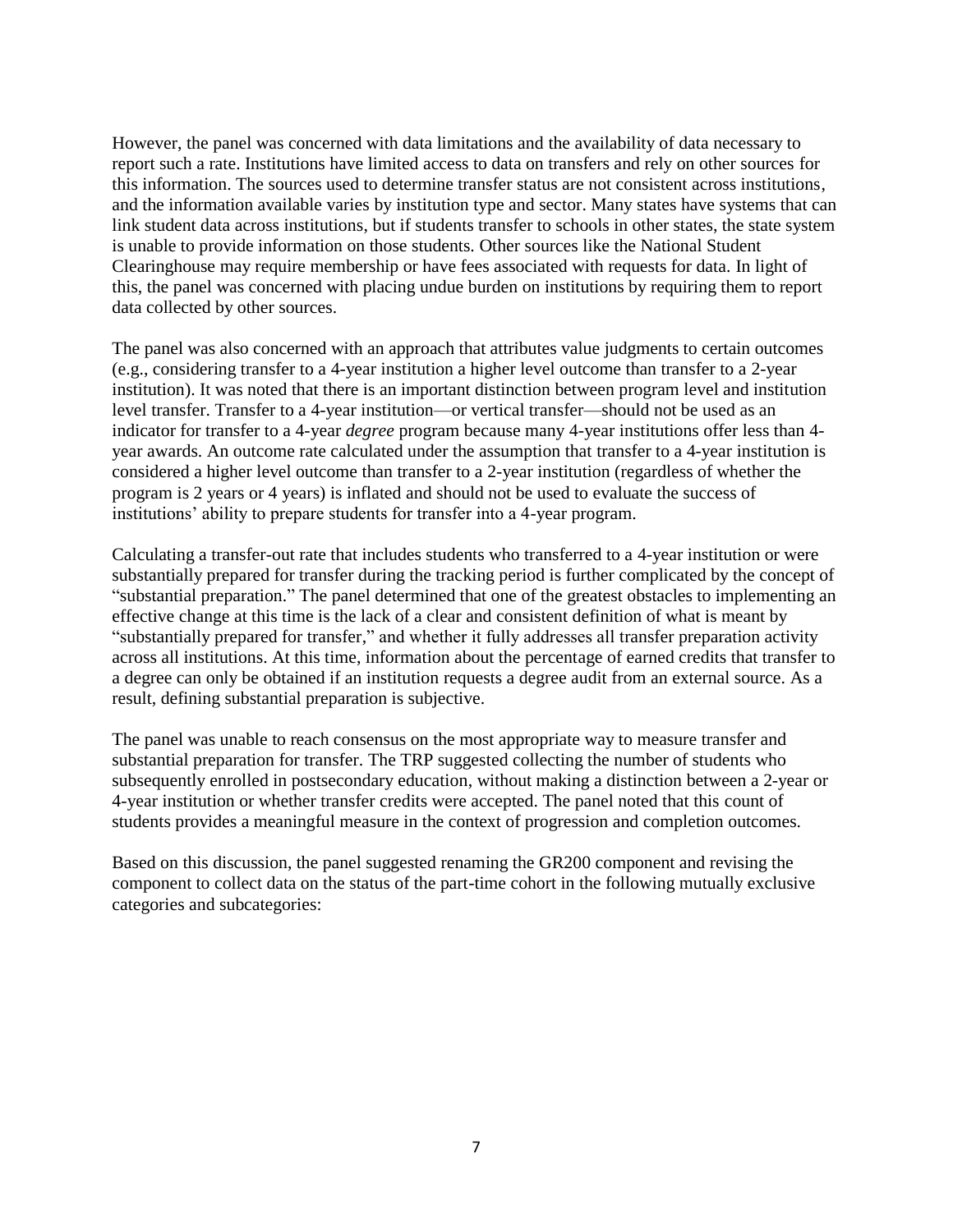However, the panel was concerned with data limitations and the availability of data necessary to report such a rate. Institutions have limited access to data on transfers and rely on other sources for this information. The sources used to determine transfer status are not consistent across institutions, and the information available varies by institution type and sector. Many states have systems that can link student data across institutions, but if students transfer to schools in other states, the state system is unable to provide information on those students. Other sources like the National Student Clearinghouse may require membership or have fees associated with requests for data. In light of this, the panel was concerned with placing undue burden on institutions by requiring them to report data collected by other sources.

The panel was also concerned with an approach that attributes value judgments to certain outcomes (e.g., considering transfer to a 4-year institution a higher level outcome than transfer to a 2-year institution). It was noted that there is an important distinction between program level and institution level transfer. Transfer to a 4-year institution—or vertical transfer—should not be used as an indicator for transfer to a 4-year *degree* program because many 4-year institutions offer less than 4-year awards. An outcome rate calculated under the assumption that transfer to a 4-year institution is considered a higher level outcome than transfer to a 2-year institution (regardless of whether the program is 2 years or 4 years) is inflated and should not be used to evaluate the success of institutions' ability to prepare students for transfer into a 4-year program.

Calculating a transfer-out rate that includes students who transferred to a 4-year institution or were substantially prepared for transfer during the tracking period is further complicated by the concept of "substantial preparation." The panel determined that one of the greatest obstacles to implementing an effective change at this time is the lack of a clear and consistent definition of what is meant by "substantially prepared for transfer," and whether it fully addresses all transfer preparation activity across all institutions. At this time, information about the percentage of earned credits that transfer to a degree can only be obtained if an institution requests a degree audit from an external source. As a result, defining substantial preparation is subjective.

The panel was unable to reach consensus on the most appropriate way to measure transfer and substantial preparation for transfer. The TRP suggested collecting the number of students who subsequently enrolled in postsecondary education, without making a distinction between a 2-year or 4-year institution or whether transfer credits were accepted. The panel noted that this count of students provides a meaningful measure in the context of progression and completion outcomes.

Based on this discussion, the panel suggested renaming the GR200 component and revising the component to collect data on the status of the part-time cohort in the following mutually exclusive categories and subcategories: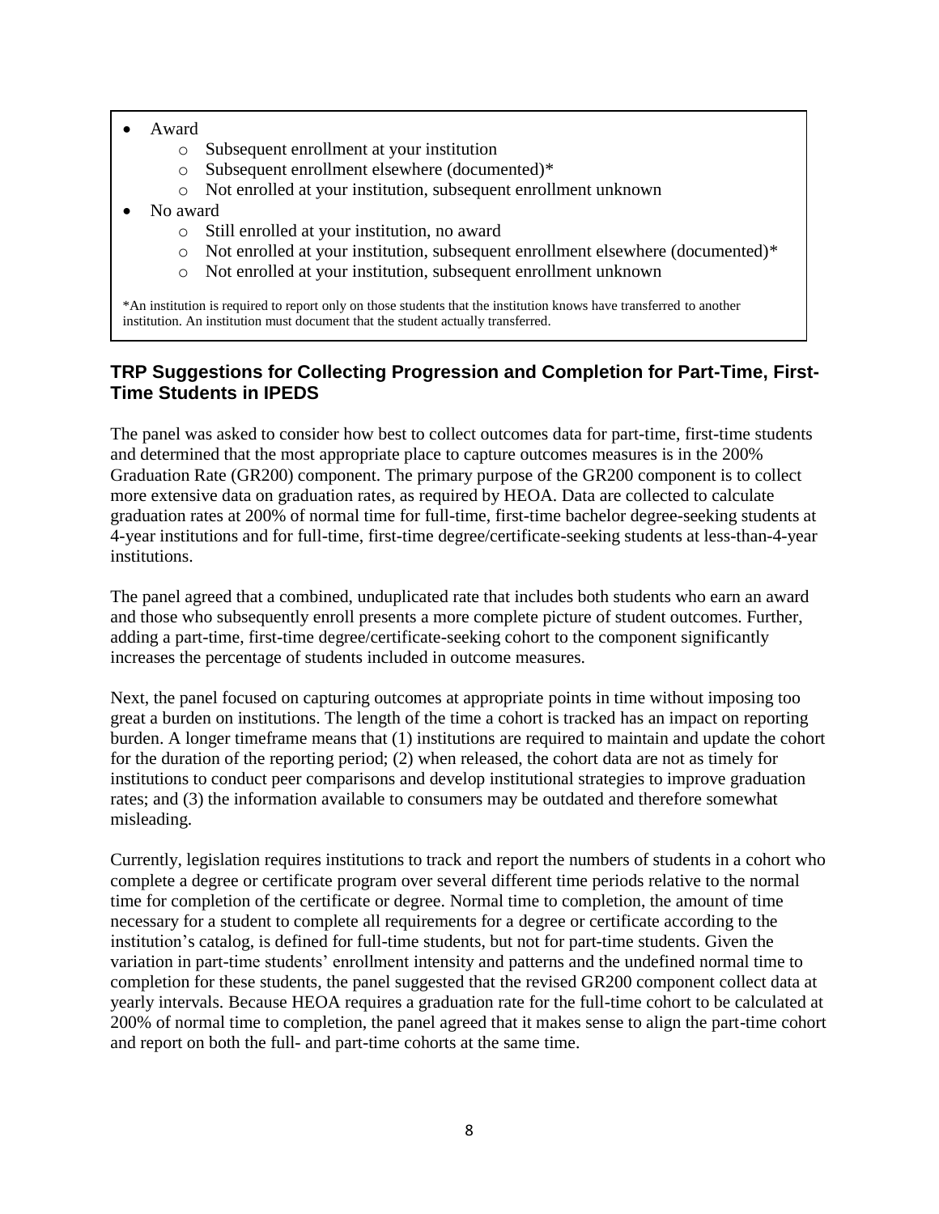- Award
  - Subsequent enrollment at your institution
  - Subsequent enrollment elsewhere (documented)*
  - Not enrolled at your institution, subsequent enrollment unknown
- No award
  - Still enrolled at your institution, no award
  - Not enrolled at your institution, subsequent enrollment elsewhere (documented)*
  - Not enrolled at your institution, subsequent enrollment unknown

*An institution is required to report only on those students that the institution knows have transferred to another institution. An institution must document that the student actually transferred.

### TRP Suggestions for Collecting Progression and Completion for Part-Time, First-Time Students in IPEDS

The panel was asked to consider how best to collect outcomes data for part-time, first-time students and determined that the most appropriate place to capture outcomes measures is in the 200% Graduation Rate (GR200) component. The primary purpose of the GR200 component is to collect more extensive data on graduation rates, as required by HEOA. Data are collected to calculate graduation rates at 200% of normal time for full-time, first-time bachelor degree-seeking students at 4-year institutions and for full-time, first-time degree/certificate-seeking students at less-than-4-year institutions.

The panel agreed that a combined, unduplicated rate that includes both students who earn an award and those who subsequently enroll presents a more complete picture of student outcomes. Further, adding a part-time, first-time degree/certificate-seeking cohort to the component significantly increases the percentage of students included in outcome measures.

Next, the panel focused on capturing outcomes at appropriate points in time without imposing too great a burden on institutions. The length of the time a cohort is tracked has an impact on reporting burden. A longer timeframe means that (1) institutions are required to maintain and update the cohort for the duration of the reporting period; (2) when released, the cohort data are not as timely for institutions to conduct peer comparisons and develop institutional strategies to improve graduation rates; and (3) the information available to consumers may be outdated and therefore somewhat misleading.

Currently, legislation requires institutions to track and report the numbers of students in a cohort who complete a degree or certificate program over several different time periods relative to the normal time for completion of the certificate or degree. Normal time to completion, the amount of time necessary for a student to complete all requirements for a degree or certificate according to the institution's catalog, is defined for full-time students, but not for part-time students. Given the variation in part-time students' enrollment intensity and patterns and the undefined normal time to completion for these students, the panel suggested that the revised GR200 component collect data at yearly intervals. Because HEOA requires a graduation rate for the full-time cohort to be calculated at 200% of normal time to completion, the panel agreed that it makes sense to align the part-time cohort and report on both the full- and part-time cohorts at the same time.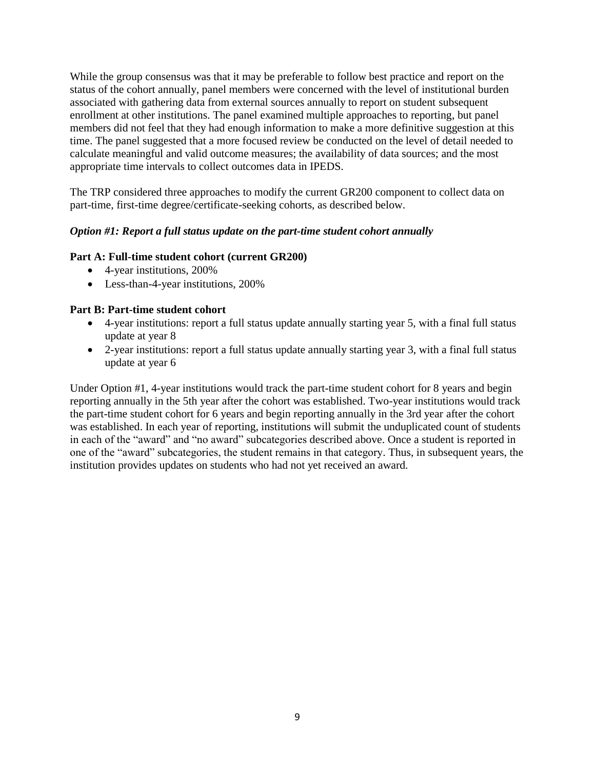While the group consensus was that it may be preferable to follow best practice and report on the status of the cohort annually, panel members were concerned with the level of institutional burden associated with gathering data from external sources annually to report on student subsequent enrollment at other institutions. The panel examined multiple approaches to reporting, but panel members did not feel that they had enough information to make a more definitive suggestion at this time. The panel suggested that a more focused review be conducted on the level of detail needed to calculate meaningful and valid outcome measures; the availability of data sources; and the most appropriate time intervals to collect outcomes data in IPEDS.

The TRP considered three approaches to modify the current GR200 component to collect data on part-time, first-time degree/certificate-seeking cohorts, as described below.

***Option #1: Report a full status update on the part-time student cohort annually***

**Part A: Full-time student cohort (current GR200)**

- 4-year institutions, 200%
- Less-than-4-year institutions, 200%

**Part B: Part-time student cohort**

- 4-year institutions: report a full status update annually starting year 5, with a final full status update at year 8
- 2-year institutions: report a full status update annually starting year 3, with a final full status update at year 6

Under Option #1, 4-year institutions would track the part-time student cohort for 8 years and begin reporting annually in the 5th year after the cohort was established. Two-year institutions would track the part-time student cohort for 6 years and begin reporting annually in the 3rd year after the cohort was established. In each year of reporting, institutions will submit the unduplicated count of students in each of the "award" and "no award" subcategories described above. Once a student is reported in one of the "award" subcategories, the student remains in that category. Thus, in subsequent years, the institution provides updates on students who had not yet received an award.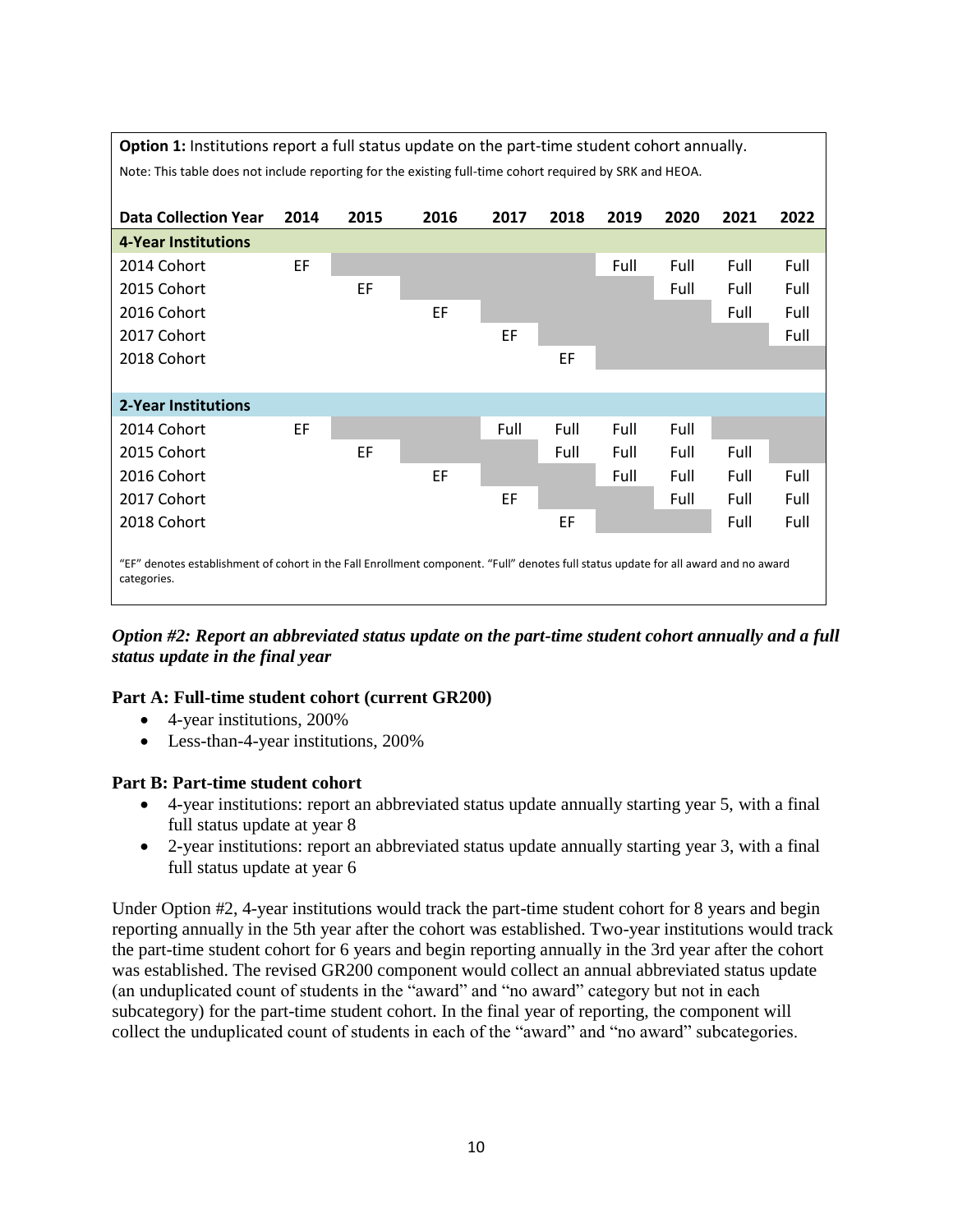**Option 1:** Institutions report a full status update on the part-time student cohort annually.

Note: This table does not include reporting for the existing full-time cohort required by SRK and HEOA.

| Data Collection Year | 2014 | 2015 | 2016 | 2017 | 2018 | 2019 | 2020 | 2021 | 2022 |
|---|---|---|---|---|---|---|---|---|---|
| **4-Year Institutions** | | | | | | | | | |
| 2014 Cohort | EF | | | | | Full | Full | Full | Full |
| 2015 Cohort | | EF | | | | | Full | Full | Full |
| 2016 Cohort | | | EF | | | | | Full | Full |
| 2017 Cohort | | | | EF | | | | | Full |
| 2018 Cohort | | | | | EF | | | | |
| **2-Year Institutions** | | | | | | | | | |
| 2014 Cohort | EF | | | Full | Full | Full | Full | | |
| 2015 Cohort | | EF | | | Full | Full | Full | Full | |
| 2016 Cohort | | | EF | | | Full | Full | Full | Full |
| 2017 Cohort | | | | EF | | | Full | Full | Full |
| 2018 Cohort | | | | | EF | | | Full | Full |

"EF" denotes establishment of cohort in the Fall Enrollment component. "Full" denotes full status update for all award and no award categories.

***Option #2: Report an abbreviated status update on the part-time student cohort annually and a full status update in the final year***

**Part A: Full-time student cohort (current GR200)**

- 4-year institutions, 200%
- Less-than-4-year institutions, 200%

**Part B: Part-time student cohort**

- 4-year institutions: report an abbreviated status update annually starting year 5, with a final full status update at year 8
- 2-year institutions: report an abbreviated status update annually starting year 3, with a final full status update at year 6

Under Option #2, 4-year institutions would track the part-time student cohort for 8 years and begin reporting annually in the 5th year after the cohort was established. Two-year institutions would track the part-time student cohort for 6 years and begin reporting annually in the 3rd year after the cohort was established. The revised GR200 component would collect an annual abbreviated status update (an unduplicated count of students in the "award" and "no award" category but not in each subcategory) for the part-time student cohort. In the final year of reporting, the component will collect the unduplicated count of students in each of the "award" and "no award" subcategories.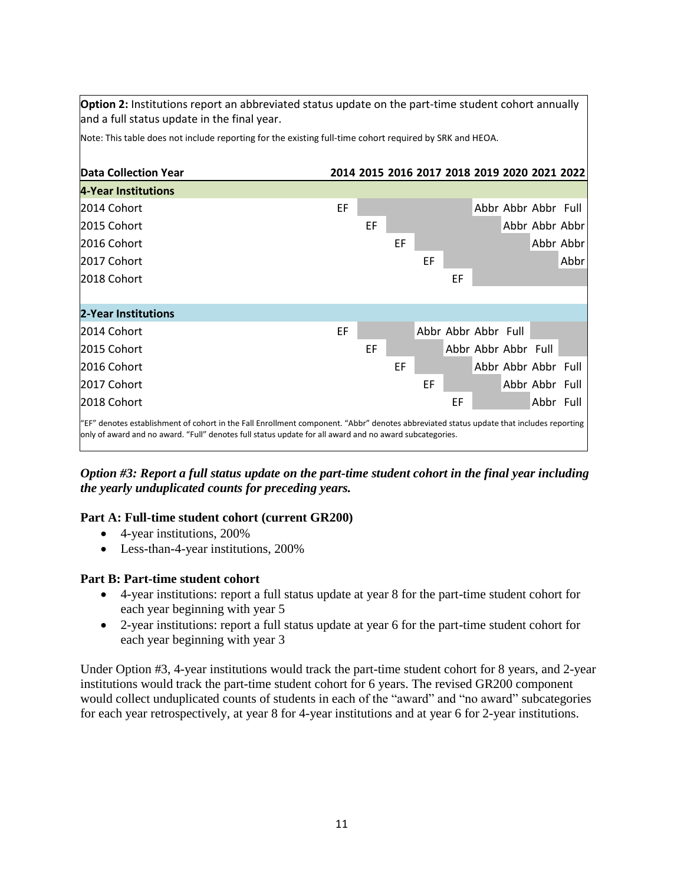**Option 2:** Institutions report an abbreviated status update on the part-time student cohort annually and a full status update in the final year.

Note: This table does not include reporting for the existing full-time cohort required by SRK and HEOA.

| Data Collection Year | 2014 | 2015 | 2016 | 2017 | 2018 | 2019 | 2020 | 2021 | 2022 |
|---|---|---|---|---|---|---|---|---|---|
| **4-Year Institutions** | | | | | | | | | |
| 2014 Cohort | EF | | | | | Abbr | Abbr | Abbr | Full |
| 2015 Cohort | | EF | | | | | Abbr | Abbr | Abbr |
| 2016 Cohort | | | EF | | | | | Abbr | Abbr |
| 2017 Cohort | | | | EF | | | | | Abbr |
| 2018 Cohort | | | | | EF | | | | |
| **2-Year Institutions** | | | | | | | | | |
| 2014 Cohort | EF | | | Abbr | Abbr | Abbr | Full | | |
| 2015 Cohort | | EF | | | Abbr | Abbr | Abbr | Full | |
| 2016 Cohort | | | EF | | | Abbr | Abbr | Abbr | Full |
| 2017 Cohort | | | | EF | | | Abbr | Abbr | Full |
| 2018 Cohort | | | | | EF | | | Abbr | Full |

"EF" denotes establishment of cohort in the Fall Enrollment component. "Abbr" denotes abbreviated status update that includes reporting only of award and no award. "Full" denotes full status update for all award and no award subcategories.

***Option #3: Report a full status update on the part-time student cohort in the final year including the yearly unduplicated counts for preceding years.***

**Part A: Full-time student cohort (current GR200)**

- 4-year institutions, 200%
- Less-than-4-year institutions, 200%

**Part B: Part-time student cohort**

- 4-year institutions: report a full status update at year 8 for the part-time student cohort for each year beginning with year 5
- 2-year institutions: report a full status update at year 6 for the part-time student cohort for each year beginning with year 3

Under Option #3, 4-year institutions would track the part-time student cohort for 8 years, and 2-year institutions would track the part-time student cohort for 6 years. The revised GR200 component would collect unduplicated counts of students in each of the "award" and "no award" subcategories for each year retrospectively, at year 8 for 4-year institutions and at year 6 for 2-year institutions.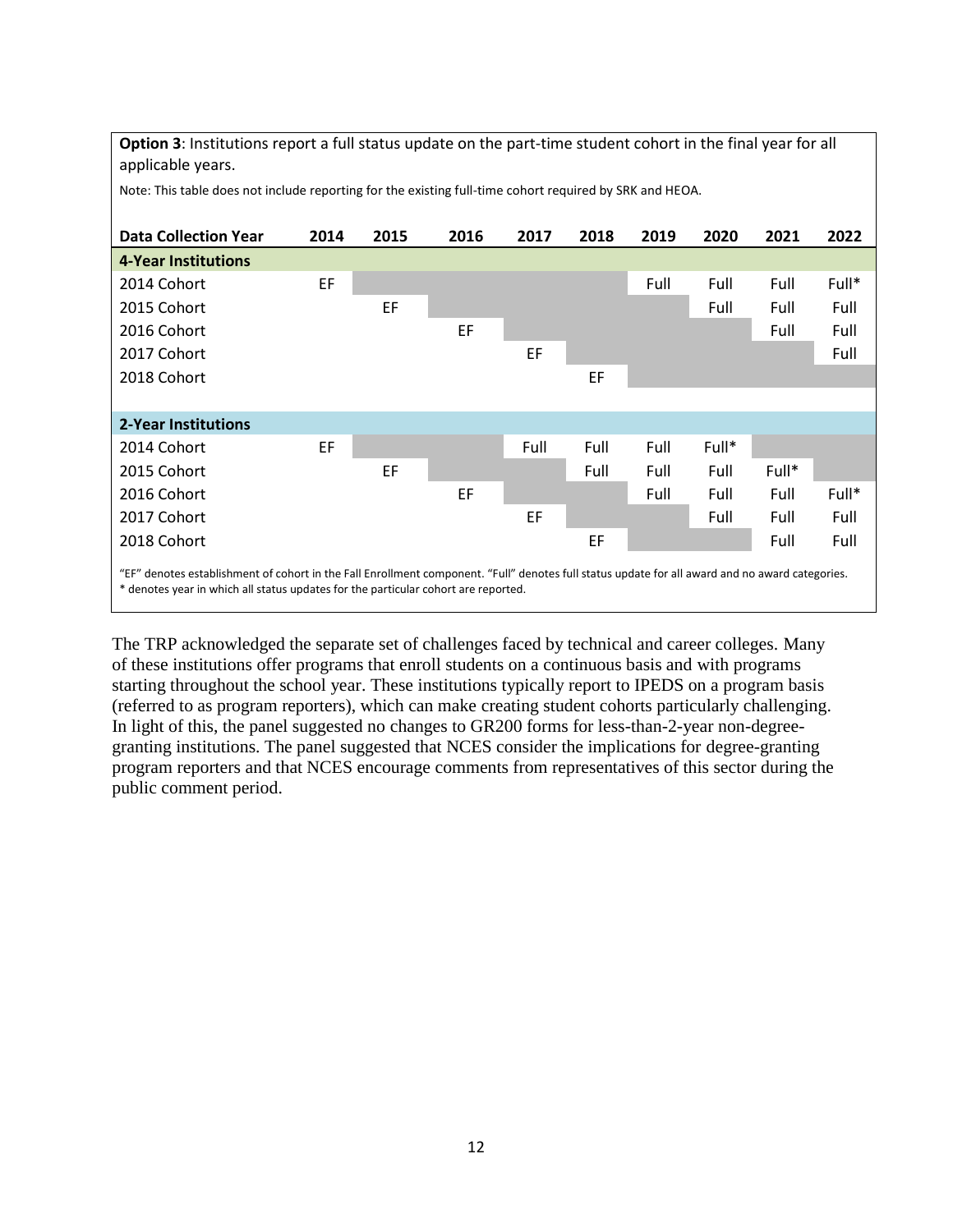**Option 3**: Institutions report a full status update on the part-time student cohort in the final year for all applicable years.

Note: This table does not include reporting for the existing full-time cohort required by SRK and HEOA.

| Data Collection Year | 2014 | 2015 | 2016 | 2017 | 2018 | 2019 | 2020 | 2021 | 2022 |
|---|---|---|---|---|---|---|---|---|---|
| **4-Year Institutions** | | | | | | | | | |
| 2014 Cohort | EF | | | | | Full | Full | Full | Full* |
| 2015 Cohort | | EF | | | | | Full | Full | Full |
| 2016 Cohort | | | EF | | | | | Full | Full |
| 2017 Cohort | | | | EF | | | | | Full |
| 2018 Cohort | | | | | EF | | | | |
| **2-Year Institutions** | | | | | | | | | |
| 2014 Cohort | EF | | | Full | Full | Full | Full* | | |
| 2015 Cohort | | EF | | | Full | Full | Full | Full* | |
| 2016 Cohort | | | EF | | | Full | Full | Full | Full* |
| 2017 Cohort | | | | EF | | | Full | Full | Full |
| 2018 Cohort | | | | | EF | | | Full | Full |

"EF" denotes establishment of cohort in the Fall Enrollment component. "Full" denotes full status update for all award and no award categories.
* denotes year in which all status updates for the particular cohort are reported.

The TRP acknowledged the separate set of challenges faced by technical and career colleges. Many of these institutions offer programs that enroll students on a continuous basis and with programs starting throughout the school year. These institutions typically report to IPEDS on a program basis (referred to as program reporters), which can make creating student cohorts particularly challenging. In light of this, the panel suggested no changes to GR200 forms for less-than-2-year non-degree-granting institutions. The panel suggested that NCES consider the implications for degree-granting program reporters and that NCES encourage comments from representatives of this sector during the public comment period.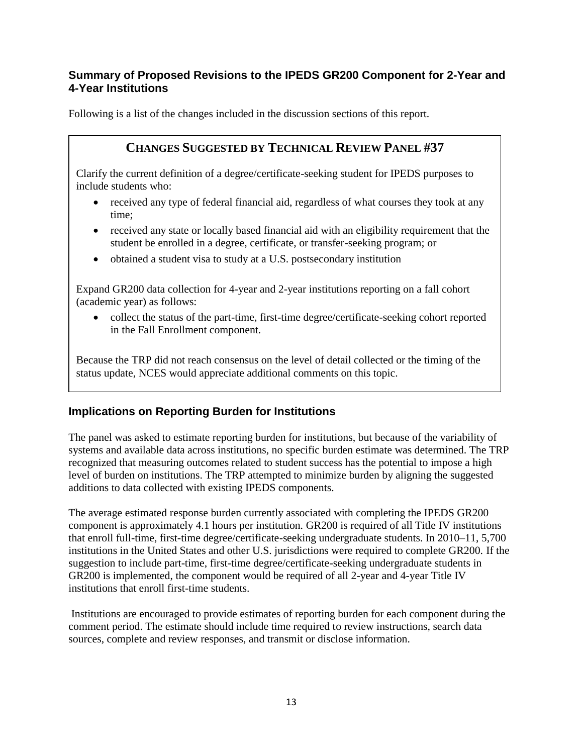## Summary of Proposed Revisions to the IPEDS GR200 Component for 2-Year and 4-Year Institutions

Following is a list of the changes included in the discussion sections of this report.

### CHANGES SUGGESTED BY TECHNICAL REVIEW PANEL #37

Clarify the current definition of a degree/certificate-seeking student for IPEDS purposes to include students who:

- received any type of federal financial aid, regardless of what courses they took at any time;
- received any state or locally based financial aid with an eligibility requirement that the student be enrolled in a degree, certificate, or transfer-seeking program; or
- obtained a student visa to study at a U.S. postsecondary institution

Expand GR200 data collection for 4-year and 2-year institutions reporting on a fall cohort (academic year) as follows:

- collect the status of the part-time, first-time degree/certificate-seeking cohort reported in the Fall Enrollment component.

Because the TRP did not reach consensus on the level of detail collected or the timing of the status update, NCES would appreciate additional comments on this topic.

## Implications on Reporting Burden for Institutions

The panel was asked to estimate reporting burden for institutions, but because of the variability of systems and available data across institutions, no specific burden estimate was determined. The TRP recognized that measuring outcomes related to student success has the potential to impose a high level of burden on institutions. The TRP attempted to minimize burden by aligning the suggested additions to data collected with existing IPEDS components.

The average estimated response burden currently associated with completing the IPEDS GR200 component is approximately 4.1 hours per institution. GR200 is required of all Title IV institutions that enroll full-time, first-time degree/certificate-seeking undergraduate students. In 2010–11, 5,700 institutions in the United States and other U.S. jurisdictions were required to complete GR200. If the suggestion to include part-time, first-time degree/certificate-seeking undergraduate students in GR200 is implemented, the component would be required of all 2-year and 4-year Title IV institutions that enroll first-time students.

Institutions are encouraged to provide estimates of reporting burden for each component during the comment period. The estimate should include time required to review instructions, search data sources, complete and review responses, and transmit or disclose information.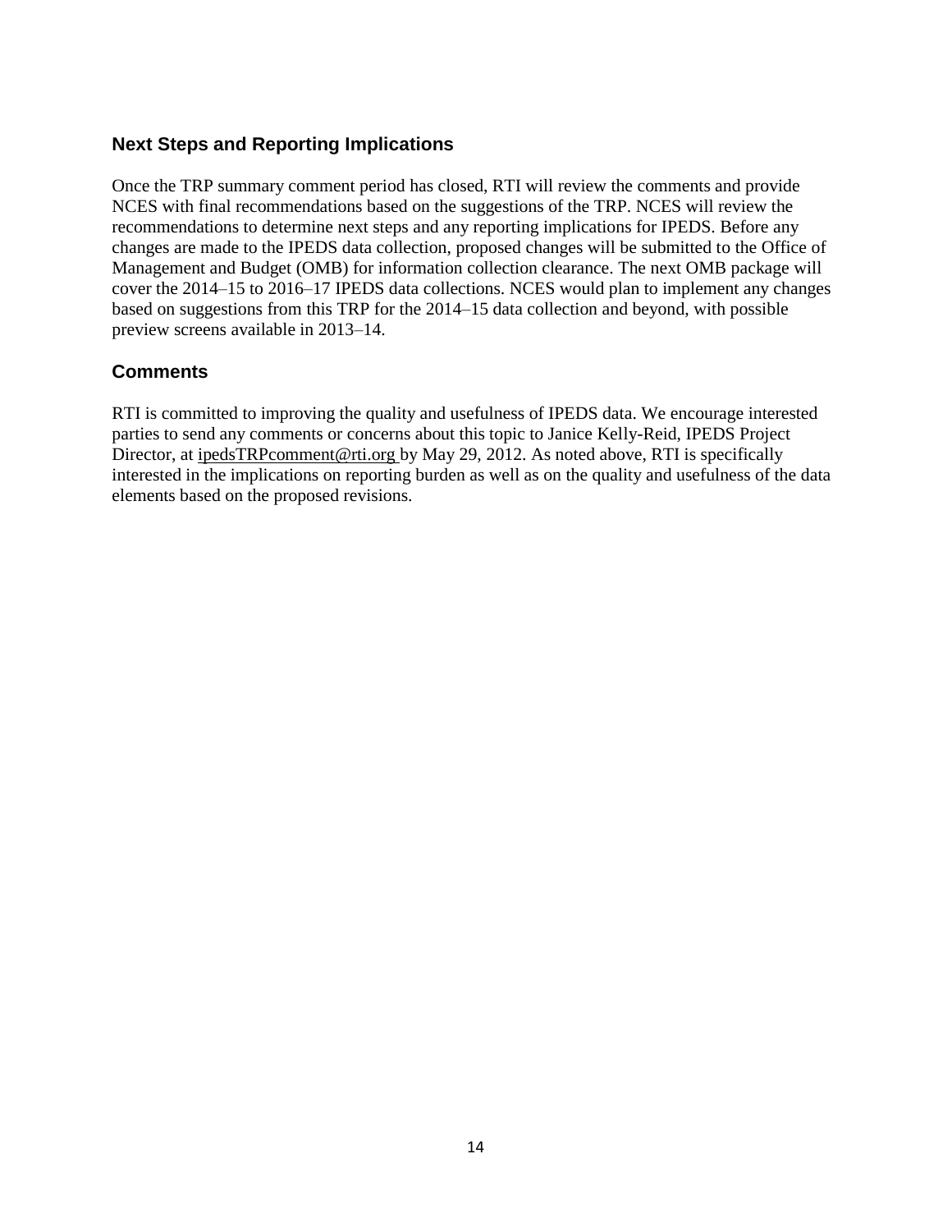## Next Steps and Reporting Implications

Once the TRP summary comment period has closed, RTI will review the comments and provide NCES with final recommendations based on the suggestions of the TRP. NCES will review the recommendations to determine next steps and any reporting implications for IPEDS. Before any changes are made to the IPEDS data collection, proposed changes will be submitted to the Office of Management and Budget (OMB) for information collection clearance. The next OMB package will cover the 2014–15 to 2016–17 IPEDS data collections. NCES would plan to implement any changes based on suggestions from this TRP for the 2014–15 data collection and beyond, with possible preview screens available in 2013–14.

## Comments

RTI is committed to improving the quality and usefulness of IPEDS data. We encourage interested parties to send any comments or concerns about this topic to Janice Kelly-Reid, IPEDS Project Director, at ipedsTRPcomment@rti.org by May 29, 2012. As noted above, RTI is specifically interested in the implications on reporting burden as well as on the quality and usefulness of the data elements based on the proposed revisions.